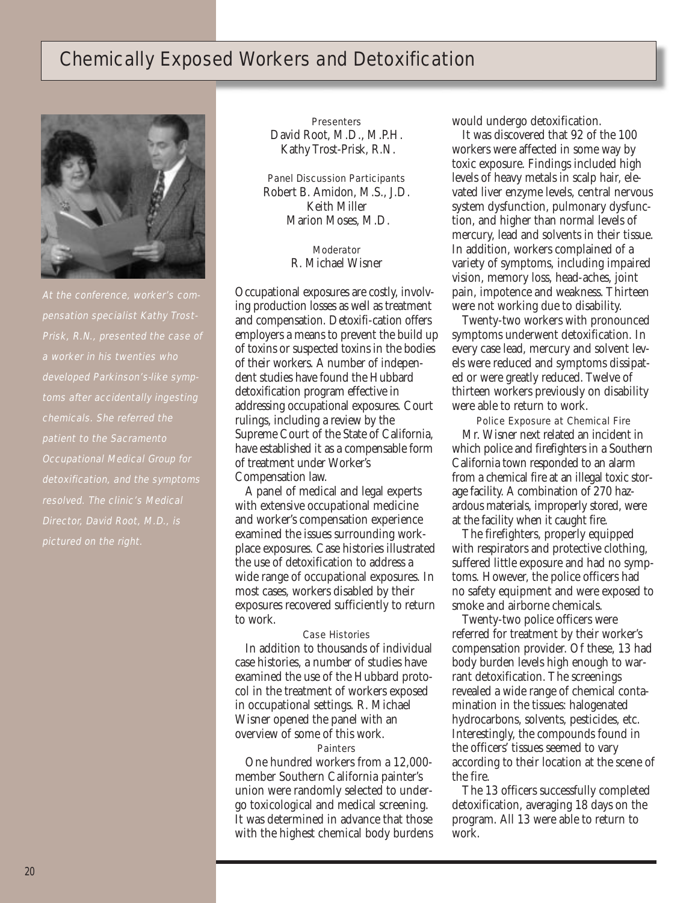# Chemically Exposed Workers and Detoxification

At the conference, worker's compensation specialist Kathy Trost-Prisk, R.N., presented the case of a worker in his twenties who developed Parkinson's-like symptoms after accidentally ingesting chemicals. She referred the patient to the Sacramento Occupational Medical Group for detoxification, and the symptoms resolved. The clinic's Medical Director, David Root, M.D., is pictured on the right.

Presenters
David Root, M.D., M.P.H.
Kathy Trost-Prisk, R.N.

Panel Discussion Participants
Robert B. Amidon, M.S., J.D.
Keith Miller
Marion Moses, M.D.

Moderator
R. Michael Wisner

Occupational exposures are costly, involving production losses as well as treatment and compensation. Detoxifi-cation offers employers a means to prevent the build up of toxins or suspected toxins in the bodies of their workers. A number of independent studies have found the Hubbard detoxification program effective in addressing occupational exposures. Court rulings, including a review by the Supreme Court of the State of California, have established it as a compensable form of treatment under Worker's Compensation law.

A panel of medical and legal experts with extensive occupational medicine and worker's compensation experience examined the issues surrounding workplace exposures. Case histories illustrated the use of detoxification to address a wide range of occupational exposures. In most cases, workers disabled by their exposures recovered sufficiently to return to work.

### Case Histories

In addition to thousands of individual case histories, a number of studies have examined the use of the Hubbard protocol in the treatment of workers exposed in occupational settings. R. Michael Wisner opened the panel with an overview of some of this work.

#### Painters

One hundred workers from a 12,000-member Southern California painter's union were randomly selected to undergo toxicological and medical screening. It was determined in advance that those with the highest chemical body burdens would undergo detoxification.

It was discovered that 92 of the 100 workers were affected in some way by toxic exposure. Findings included high levels of heavy metals in scalp hair, elevated liver enzyme levels, central nervous system dysfunction, pulmonary dysfunction, and higher than normal levels of mercury, lead and solvents in their tissue. In addition, workers complained of a variety of symptoms, including impaired vision, memory loss, head-aches, joint pain, impotence and weakness. Thirteen were not working due to disability.

Twenty-two workers with pronounced symptoms underwent detoxification. In every case lead, mercury and solvent levels were reduced and symptoms dissipated or were greatly reduced. Twelve of thirteen workers previously on disability were able to return to work.

#### Police Exposure at Chemical Fire

Mr. Wisner next related an incident in which police and firefighters in a Southern California town responded to an alarm from a chemical fire at an illegal toxic storage facility. A combination of 270 hazardous materials, improperly stored, were at the facility when it caught fire.

The firefighters, properly equipped with respirators and protective clothing, suffered little exposure and had no symptoms. However, the police officers had no safety equipment and were exposed to smoke and airborne chemicals.

Twenty-two police officers were referred for treatment by their worker's compensation provider. Of these, 13 had body burden levels high enough to warrant detoxification. The screenings revealed a wide range of chemical contamination in the tissues: halogenated hydrocarbons, solvents, pesticides, etc. Interestingly, the compounds found in the officers' tissues seemed to vary according to their location at the scene of the fire.

The 13 officers successfully completed detoxification, averaging 18 days on the program. All 13 were able to return to work.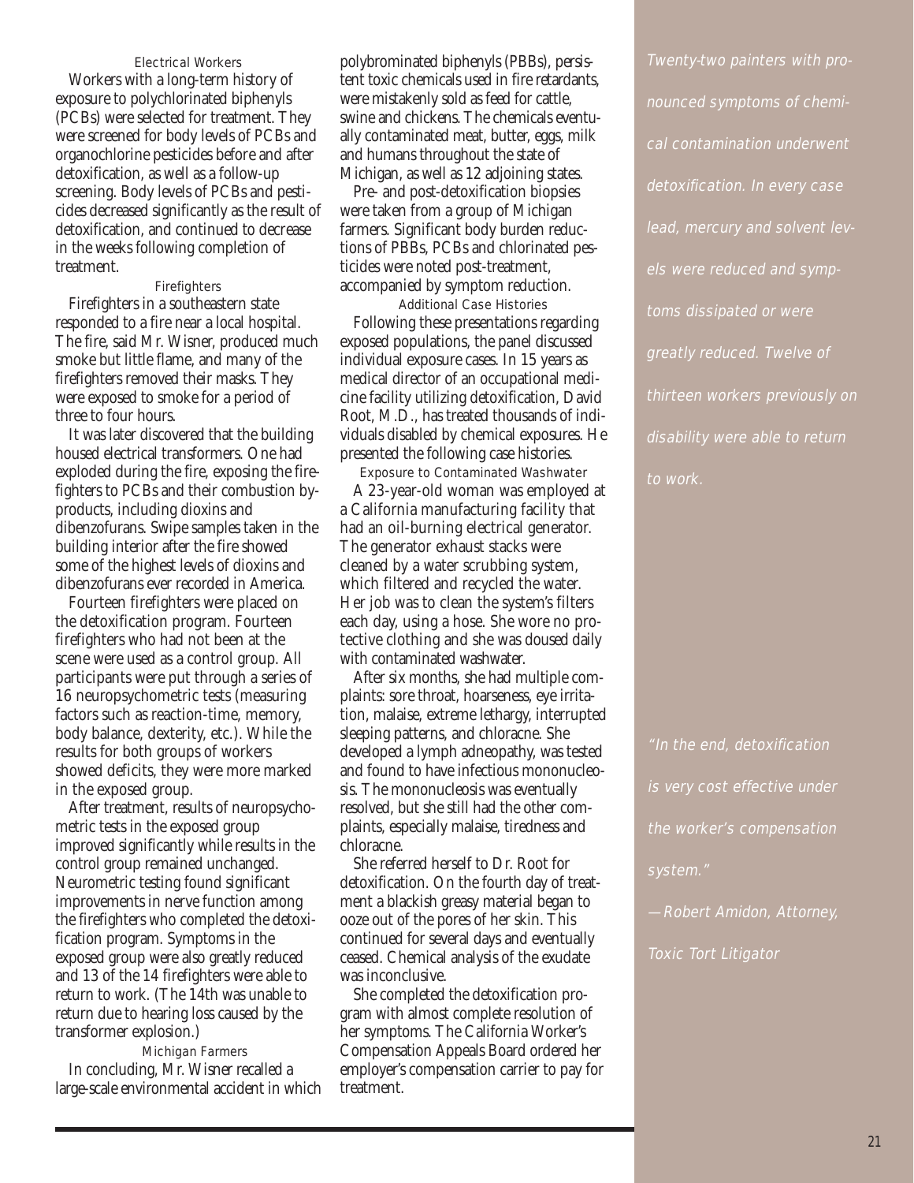### Electrical Workers

Workers with a long-term history of exposure to polychlorinated biphenyls (PCBs) were selected for treatment. They were screened for body levels of PCBs and organochlorine pesticides before and after detoxification, as well as a follow-up screening. Body levels of PCBs and pesticides decreased significantly as the result of detoxification, and continued to decrease in the weeks following completion of treatment.

### Firefighters

Firefighters in a southeastern state responded to a fire near a local hospital. The fire, said Mr. Wisner, produced much smoke but little flame, and many of the firefighters removed their masks. They were exposed to smoke for a period of three to four hours.

It was later discovered that the building housed electrical transformers. One had exploded during the fire, exposing the firefighters to PCBs and their combustion byproducts, including dioxins and dibenzofurans. Swipe samples taken in the building interior after the fire showed some of the highest levels of dioxins and dibenzofurans ever recorded in America.

Fourteen firefighters were placed on the detoxification program. Fourteen firefighters who had not been at the scene were used as a control group. All participants were put through a series of 16 neuropsychometric tests (measuring factors such as reaction-time, memory, body balance, dexterity, etc.). While the results for both groups of workers showed deficits, they were more marked in the exposed group.

After treatment, results of neuropsychometric tests in the exposed group improved significantly while results in the control group remained unchanged. Neurometric testing found significant improvements in nerve function among the firefighters who completed the detoxification program. Symptoms in the exposed group were also greatly reduced and 13 of the 14 firefighters were able to return to work. (The 14th was unable to return due to hearing loss caused by the transformer explosion.)

### Michigan Farmers

In concluding, Mr. Wisner recalled a large-scale environmental accident in which polybrominated biphenyls (PBBs), persistent toxic chemicals used in fire retardants, were mistakenly sold as feed for cattle, swine and chickens. The chemicals eventually contaminated meat, butter, eggs, milk and humans throughout the state of Michigan, as well as 12 adjoining states.

Pre- and post-detoxification biopsies were taken from a group of Michigan farmers. Significant body burden reductions of PBBs, PCBs and chlorinated pesticides were noted post-treatment, accompanied by symptom reduction.

### Additional Case Histories

Following these presentations regarding exposed populations, the panel discussed individual exposure cases. In 15 years as medical director of an occupational medicine facility utilizing detoxification, David Root, M.D., has treated thousands of individuals disabled by chemical exposures. He presented the following case histories.

### Exposure to Contaminated Washwater

A 23-year-old woman was employed at a California manufacturing facility that had an oil-burning electrical generator. The generator exhaust stacks were cleaned by a water scrubbing system, which filtered and recycled the water. Her job was to clean the system's filters each day, using a hose. She wore no protective clothing and she was doused daily with contaminated washwater.

After six months, she had multiple complaints: sore throat, hoarseness, eye irritation, malaise, extreme lethargy, interrupted sleeping patterns, and chloracne. She developed a lymph adneopathy, was tested and found to have infectious mononucleosis. The mononucleosis was eventually resolved, but she still had the other complaints, especially malaise, tiredness and chloracne.

She referred herself to Dr. Root for detoxification. On the fourth day of treatment a blackish greasy material began to ooze out of the pores of her skin. This continued for several days and eventually ceased. Chemical analysis of the exudate was inconclusive.

She completed the detoxification program with almost complete resolution of her symptoms. The California Worker's Compensation Appeals Board ordered her employer's compensation carrier to pay for treatment.

*Twenty-two painters with pronounced symptoms of chemical contamination underwent detoxification. In every case lead, mercury and solvent levels were reduced and symptoms dissipated or were greatly reduced. Twelve of thirteen workers previously on disability were able to return to work.*

*"In the end, detoxification is very cost effective under the worker's compensation system."*

*—Robert Amidon, Attorney, Toxic Tort Litigator*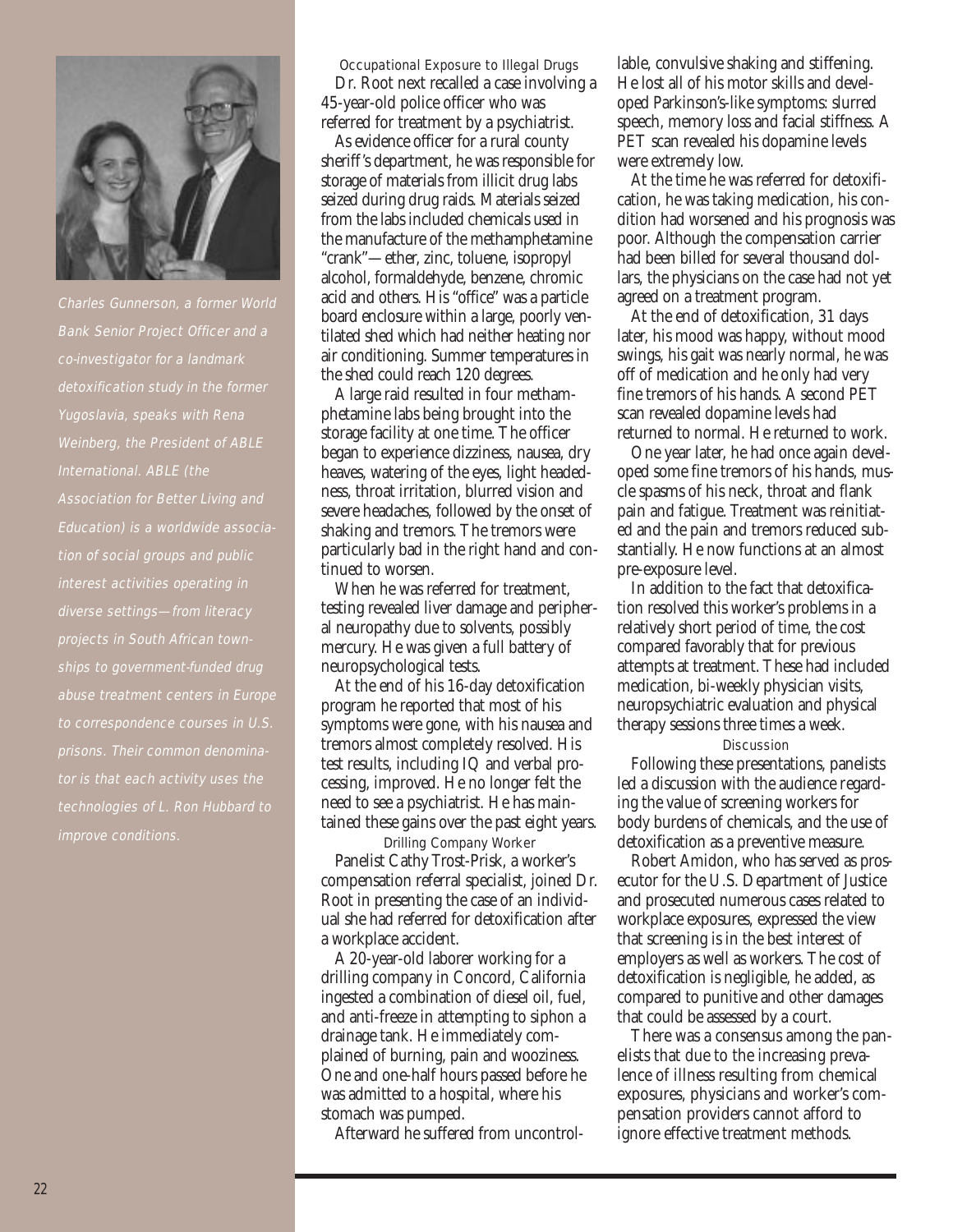Charles Gunnerson, a former World Bank Senior Project Officer and a co-investigator for a landmark detoxification study in the former Yugoslavia, speaks with Rena Weinberg, the President of ABLE International. ABLE (the Association for Better Living and Education) is a worldwide association of social groups and public interest activities operating in diverse settings—from literacy projects in South African townships to government-funded drug abuse treatment centers in Europe to correspondence courses in U.S. prisons. Their common denominator is that each activity uses the technologies of L. Ron Hubbard to improve conditions.

### Occupational Exposure to Illegal Drugs

Dr. Root next recalled a case involving a 45-year-old police officer who was referred for treatment by a psychiatrist.

As evidence officer for a rural county sheriff's department, he was responsible for storage of materials from illicit drug labs seized during drug raids. Materials seized from the labs included chemicals used in the manufacture of the methamphetamine "crank"—ether, zinc, toluene, isopropyl alcohol, formaldehyde, benzene, chromic acid and others. His "office" was a particle board enclosure within a large, poorly ventilated shed which had neither heating nor air conditioning. Summer temperatures in the shed could reach 120 degrees.

A large raid resulted in four methamphetamine labs being brought into the storage facility at one time. The officer began to experience dizziness, nausea, dry heaves, watering of the eyes, light headedness, throat irritation, blurred vision and severe headaches, followed by the onset of shaking and tremors. The tremors were particularly bad in the right hand and continued to worsen.

When he was referred for treatment, testing revealed liver damage and peripheral neuropathy due to solvents, possibly mercury. He was given a full battery of neuropsychological tests.

At the end of his 16-day detoxification program he reported that most of his symptoms were gone, with his nausea and tremors almost completely resolved. His test results, including IQ and verbal processing, improved. He no longer felt the need to see a psychiatrist. He has maintained these gains over the past eight years.

### Drilling Company Worker

Panelist Cathy Trost-Prisk, a worker's compensation referral specialist, joined Dr. Root in presenting the case of an individual she had referred for detoxification after a workplace accident.

A 20-year-old laborer working for a drilling company in Concord, California ingested a combination of diesel oil, fuel, and anti-freeze in attempting to siphon a drainage tank. He immediately complained of burning, pain and wooziness. One and one-half hours passed before he was admitted to a hospital, where his stomach was pumped.

Afterward he suffered from uncontrollable, convulsive shaking and stiffening. He lost all of his motor skills and developed Parkinson's-like symptoms: slurred speech, memory loss and facial stiffness. A PET scan revealed his dopamine levels were extremely low.

At the time he was referred for detoxification, he was taking medication, his condition had worsened and his prognosis was poor. Although the compensation carrier had been billed for several thousand dollars, the physicians on the case had not yet agreed on a treatment program.

At the end of detoxification, 31 days later, his mood was happy, without mood swings, his gait was nearly normal, he was off of medication and he only had very fine tremors of his hands. A second PET scan revealed dopamine levels had returned to normal. He returned to work.

One year later, he had once again developed some fine tremors of his hands, muscle spasms of his neck, throat and flank pain and fatigue. Treatment was reinitiated and the pain and tremors reduced substantially. He now functions at an almost pre-exposure level.

In addition to the fact that detoxification resolved this worker's problems in a relatively short period of time, the cost compared favorably that for previous attempts at treatment. These had included medication, bi-weekly physician visits, neuropsychiatric evaluation and physical therapy sessions three times a week.

### Discussion

Following these presentations, panelists led a discussion with the audience regarding the value of screening workers for body burdens of chemicals, and the use of detoxification as a preventive measure.

Robert Amidon, who has served as prosecutor for the U.S. Department of Justice and prosecuted numerous cases related to workplace exposures, expressed the view that screening is in the best interest of employers as well as workers. The cost of detoxification is negligible, he added, as compared to punitive and other damages that could be assessed by a court.

There was a consensus among the panelists that due to the increasing prevalence of illness resulting from chemical exposures, physicians and worker's compensation providers cannot afford to ignore effective treatment methods.